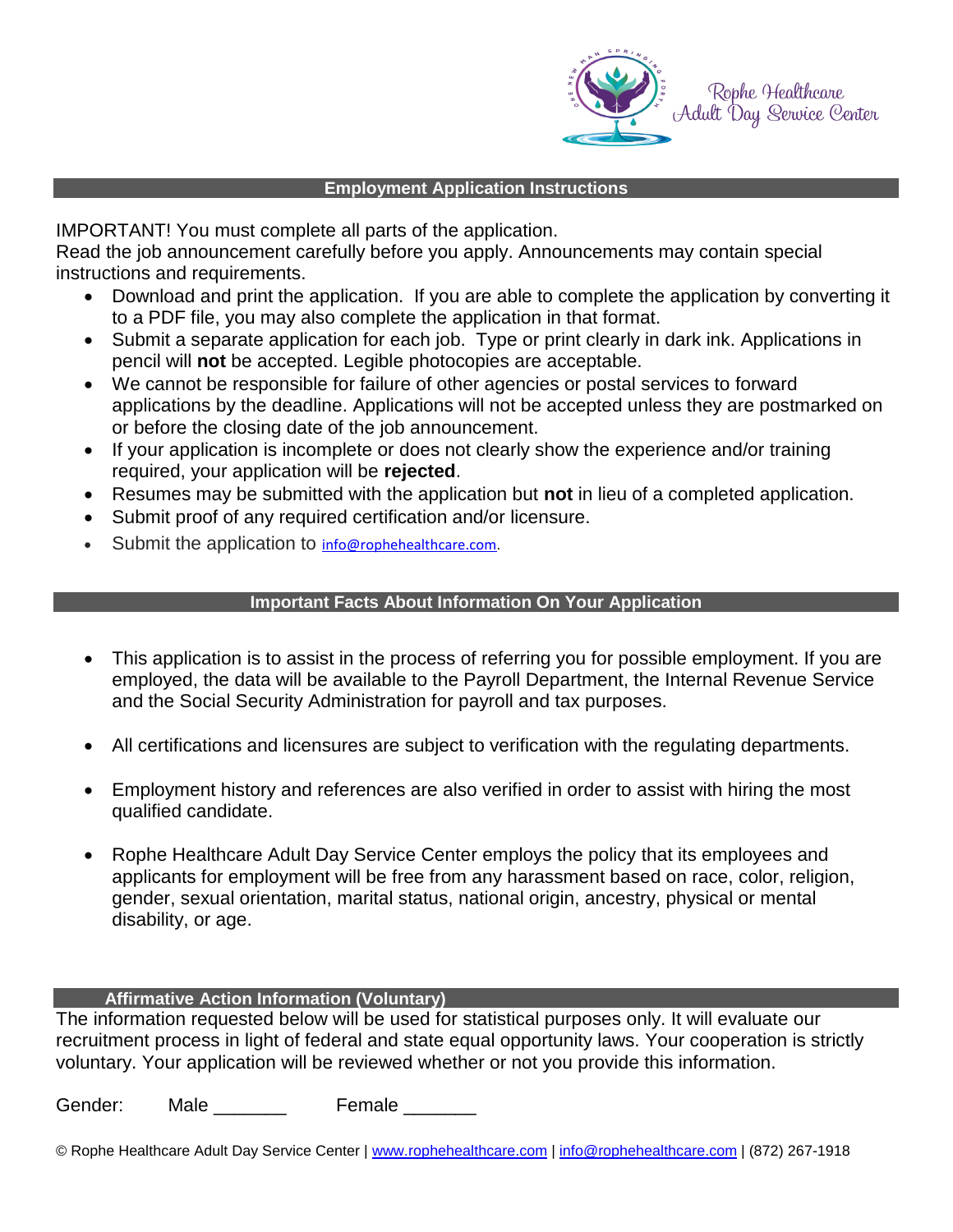Rophe Healthcare Adult Day Service Center

## Employment Application Instructions

IMPORTANT! You must complete all parts of the application.
Read the job announcement carefully before you apply. Announcements may contain special instructions and requirements.

- Download and print the application. If you are able to complete the application by converting it to a PDF file, you may also complete the application in that format.
- Submit a separate application for each job. Type or print clearly in dark ink. Applications in pencil will **not** be accepted. Legible photocopies are acceptable.
- We cannot be responsible for failure of other agencies or postal services to forward applications by the deadline. Applications will not be accepted unless they are postmarked on or before the closing date of the job announcement.
- If your application is incomplete or does not clearly show the experience and/or training required, your application will be **rejected**.
- Resumes may be submitted with the application but **not** in lieu of a completed application.
- Submit proof of any required certification and/or licensure.
- Submit the application to info@rophehealthcare.com.

## Important Facts About Information On Your Application

- This application is to assist in the process of referring you for possible employment. If you are employed, the data will be available to the Payroll Department, the Internal Revenue Service and the Social Security Administration for payroll and tax purposes.
- All certifications and licensures are subject to verification with the regulating departments.
- Employment history and references are also verified in order to assist with hiring the most qualified candidate.
- Rophe Healthcare Adult Day Service Center employs the policy that its employees and applicants for employment will be free from any harassment based on race, color, religion, gender, sexual orientation, marital status, national origin, ancestry, physical or mental disability, or age.

## Affirmative Action Information (Voluntary)

The information requested below will be used for statistical purposes only. It will evaluate our recruitment process in light of federal and state equal opportunity laws. Your cooperation is strictly voluntary. Your application will be reviewed whether or not you provide this information.

Gender: Male _______ Female _______

© Rophe Healthcare Adult Day Service Center | www.rophehealthcare.com | info@rophehealthcare.com | (872) 267-1918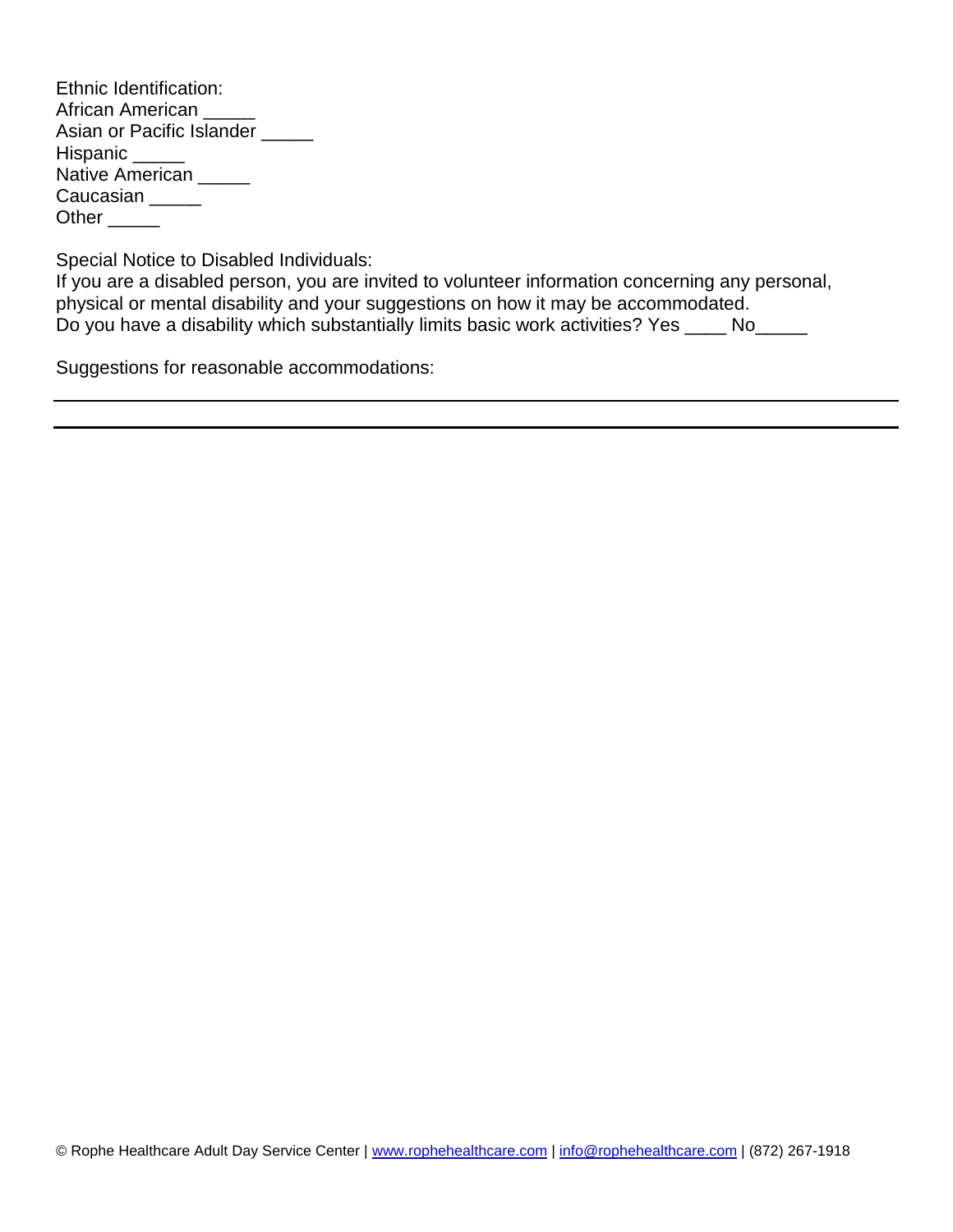Ethnic Identification:
African American _____
Asian or Pacific Islander _____
Hispanic _____
Native American _____
Caucasian _____
Other _____

Special Notice to Disabled Individuals:
If you are a disabled person, you are invited to volunteer information concerning any personal, physical or mental disability and your suggestions on how it may be accommodated.
Do you have a disability which substantially limits basic work activities? Yes ____ No_____

Suggestions for reasonable accommodations:

---

---

© Rophe Healthcare Adult Day Service Center | www.rophehealthcare.com | info@rophehealthcare.com | (872) 267-1918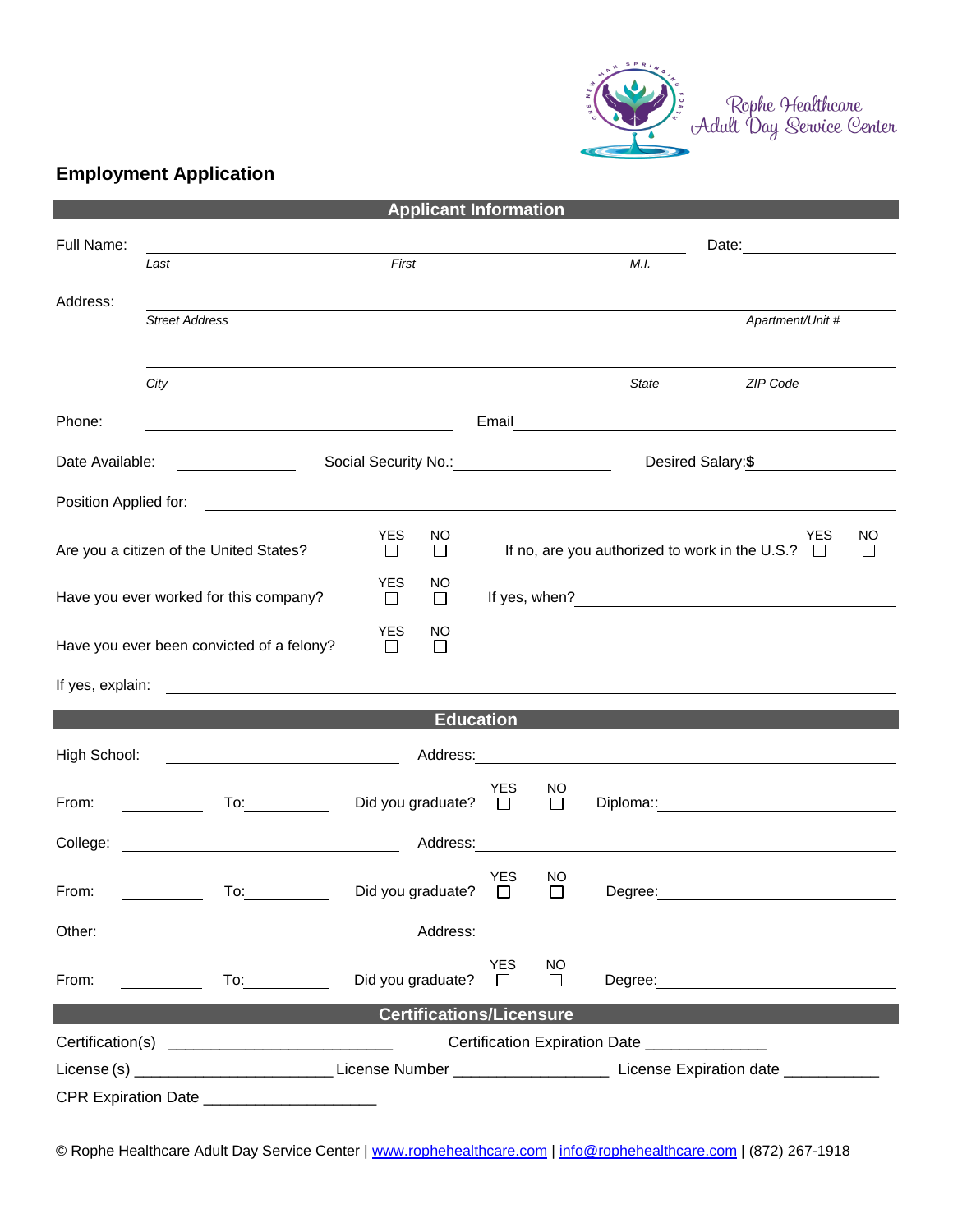Rophe Healthcare Adult Day Service Center

## Employment Application

### Applicant Information

Full Name: ______________________________________________ Date: ______________

*Last* *First* *M.I.*

Address: ______________________________________________

*Street Address* *Apartment/Unit #*

______________________________________________

*City* *State* *ZIP Code*

Phone: ______________________ Email ______________________

Date Available: ____________ Social Security No.: ____________ Desired Salary: **$** ____________

Position Applied for: ______________________________________________

Are you a citizen of the United States? YES ☐ NO ☐ If no, are you authorized to work in the U.S.? YES ☐ NO ☐

Have you ever worked for this company? YES ☐ NO ☐ If yes, when? ______________________

Have you ever been convicted of a felony? YES ☐ NO ☐

If yes, explain: ______________________________________________

### Education

High School: ______________________ Address: ______________________

From: __________ To: __________ Did you graduate? YES ☐ NO ☐ Diploma:: ______________________

College: ______________________ Address: ______________________

From: __________ To: __________ Did you graduate? YES ☐ NO ☐ Degree: ______________________

Other: ______________________ Address: ______________________

From: __________ To: __________ Did you graduate? YES ☐ NO ☐ Degree: ______________________

### Certifications/Licensure

Certification(s) __________________________ Certification Expiration Date ______________

License (s) ______________________ License Number __________________ License Expiration date ___________

CPR Expiration Date ____________________

© Rophe Healthcare Adult Day Service Center | www.rophehealthcare.com | info@rophehealthcare.com | (872) 267-1918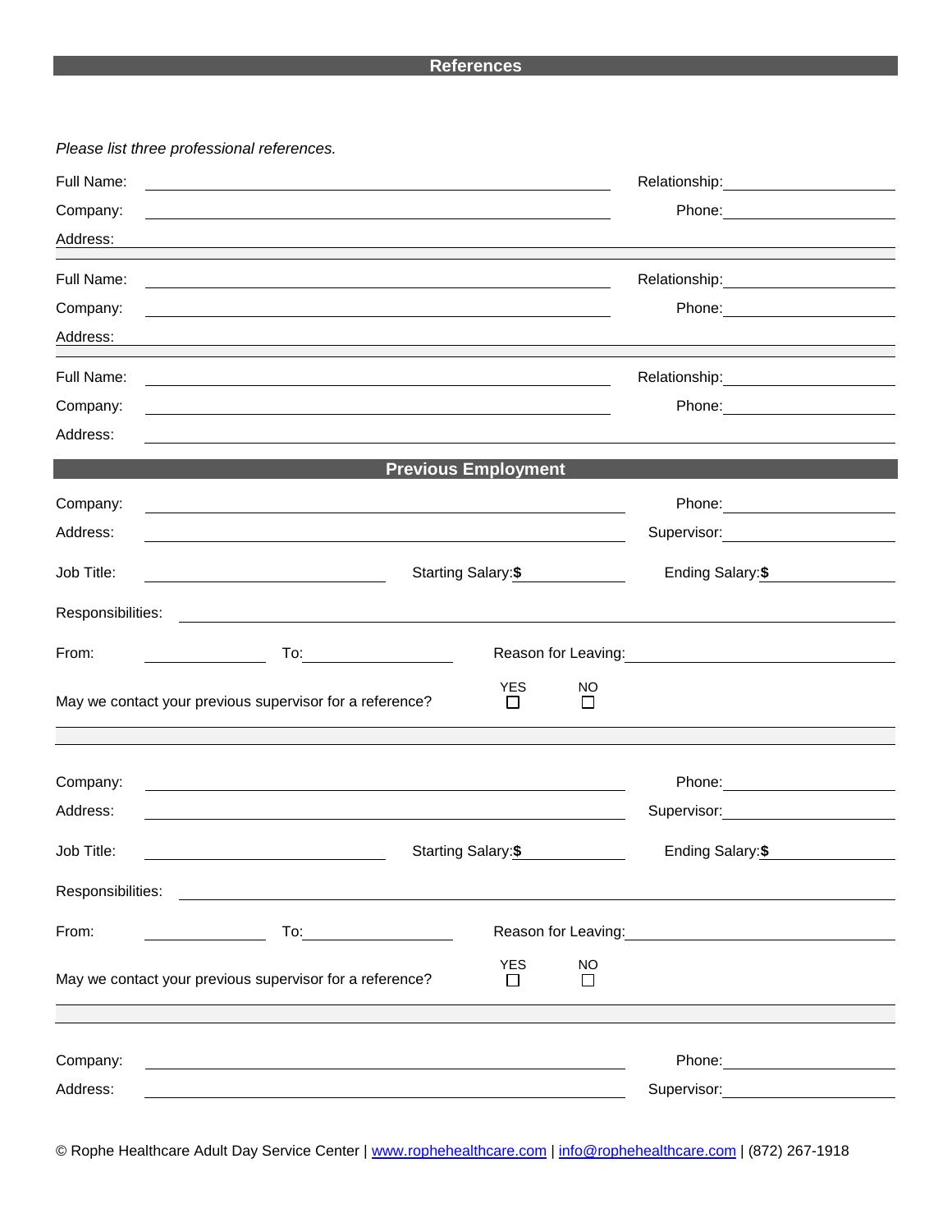## References

*Please list three professional references.*

Full Name: ______________________ Relationship: ______________
Company: ______________________ Phone: ______________
Address: ______________________

Full Name: ______________________ Relationship: ______________
Company: ______________________ Phone: ______________
Address: ______________________

Full Name: ______________________ Relationship: ______________
Company: ______________________ Phone: ______________
Address: ______________________

## Previous Employment

Company: ______________________ Phone: ______________
Address: ______________________ Supervisor: ______________
Job Title: ______________ Starting Salary: **$** ______________ Ending Salary: **$** ______________
Responsibilities: ______________________
From: ______________ To: ______________ Reason for Leaving: ______________

May we contact your previous supervisor for a reference? YES ☐ NO ☐

---

Company: ______________________ Phone: ______________
Address: ______________________ Supervisor: ______________
Job Title: ______________ Starting Salary: **$** ______________ Ending Salary: **$** ______________
Responsibilities: ______________________
From: ______________ To: ______________ Reason for Leaving: ______________

May we contact your previous supervisor for a reference? YES ☐ NO ☐

---

Company: ______________________ Phone: ______________
Address: ______________________ Supervisor: ______________

© Rophe Healthcare Adult Day Service Center | www.rophehealthcare.com | info@rophehealthcare.com | (872) 267-1918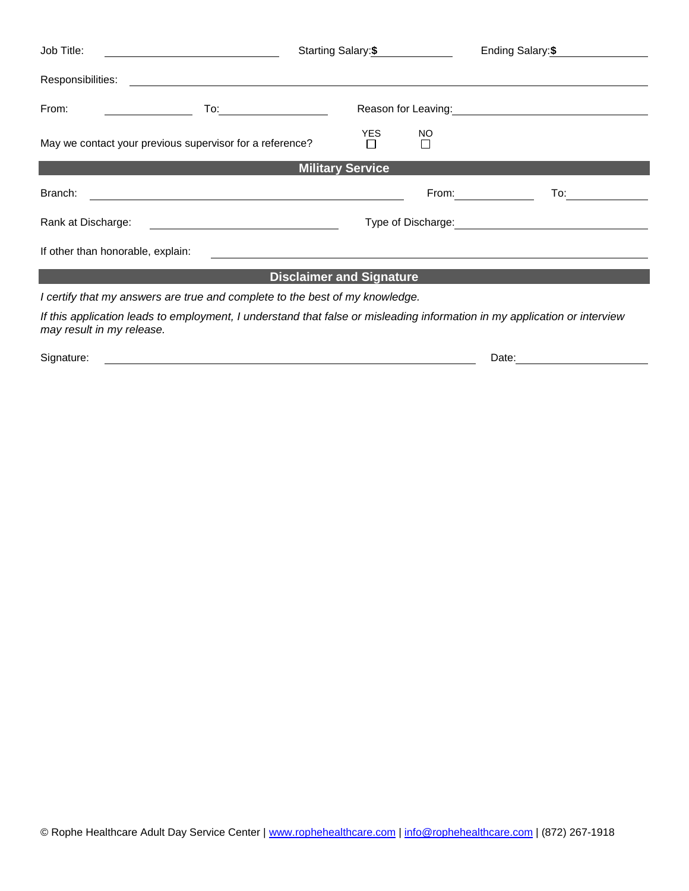Job Title: ______________________ Starting Salary: **$** __________ Ending Salary: **$** __________

Responsibilities: ______________________________________________

From: __________ To: __________ Reason for Leaving: ______________________

May we contact your previous supervisor for a reference? YES ☐ NO ☐

## Military Service

Branch: ______________________ From: __________ To: __________

Rank at Discharge: ______________________ Type of Discharge: ______________________

If other than honorable, explain: ______________________________________________

## Disclaimer and Signature

*I certify that my answers are true and complete to the best of my knowledge.*

*If this application leads to employment, I understand that false or misleading information in my application or interview may result in my release.*

Signature: ______________________________________________ Date: __________

© Rophe Healthcare Adult Day Service Center | www.rophehealthcare.com | info@rophehealthcare.com | (872) 267-1918